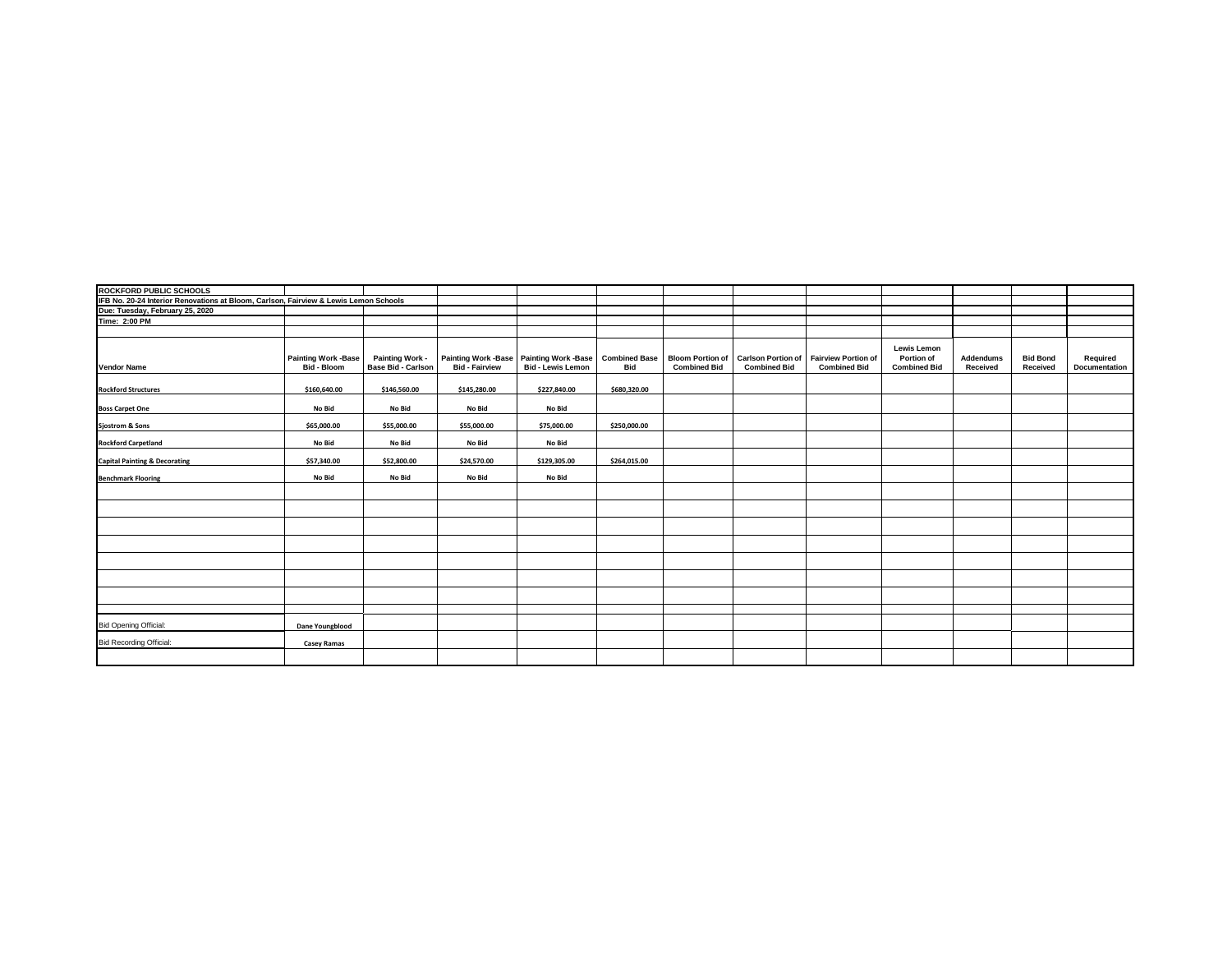| ROCKFORD PUBLIC SCHOOLS | | | | | | | | | | | | |
|---|---|---|---|---|---|---|---|---|---|---|---|---|
| IFB No. 20-24 Interior Renovations at Bloom, Carlson, Fairview & Lewis Lemon Schools | | | | | | | | | | | | |
| Due: Tuesday, February 25, 2020 | | | | | | | | | | | | |
| Time: 2:00 PM | | | | | | | | | | | | |
| | | | | | | | | | | | | |
| Vendor Name | Painting Work -Base Bid - Bloom | Painting Work - Base Bid - Carlson | Painting Work -Base Bid - Fairview | Painting Work -Base Bid - Lewis Lemon | Combined Base Bid | Bloom Portion of Combined Bid | Carlson Portion of Combined Bid | Fairview Portion of Combined Bid | Lewis Lemon Portion of Combined Bid | Addendums Received | Bid Bond Received | Required Documentation |
| Rockford Structures | $160,640.00 | $146,560.00 | $145,280.00 | $227,840.00 | $680,320.00 | | | | | | | |
| Boss Carpet One | No Bid | No Bid | No Bid | No Bid | | | | | | | | |
| Sjostrom & Sons | $65,000.00 | $55,000.00 | $55,000.00 | $75,000.00 | $250,000.00 | | | | | | | |
| Rockford Carpetland | No Bid | No Bid | No Bid | No Bid | | | | | | | | |
| Capital Painting & Decorating | $57,340.00 | $52,800.00 | $24,570.00 | $129,305.00 | $264,015.00 | | | | | | | |
| Benchmark Flooring | No Bid | No Bid | No Bid | No Bid | | | | | | | | |
| | | | | | | | | | | | | |
| | | | | | | | | | | | | |
| | | | | | | | | | | | | |
| | | | | | | | | | | | | |
| | | | | | | | | | | | | |
| | | | | | | | | | | | | |
| | | | | | | | | | | | | |
| | | | | | | | | | | | | |
| Bid Opening Official: | Dane Youngblood | | | | | | | | | | | |
| Bid Recording Official: | Casey Ramas | | | | | | | | | | | |
| | | | | | | | | | | | | |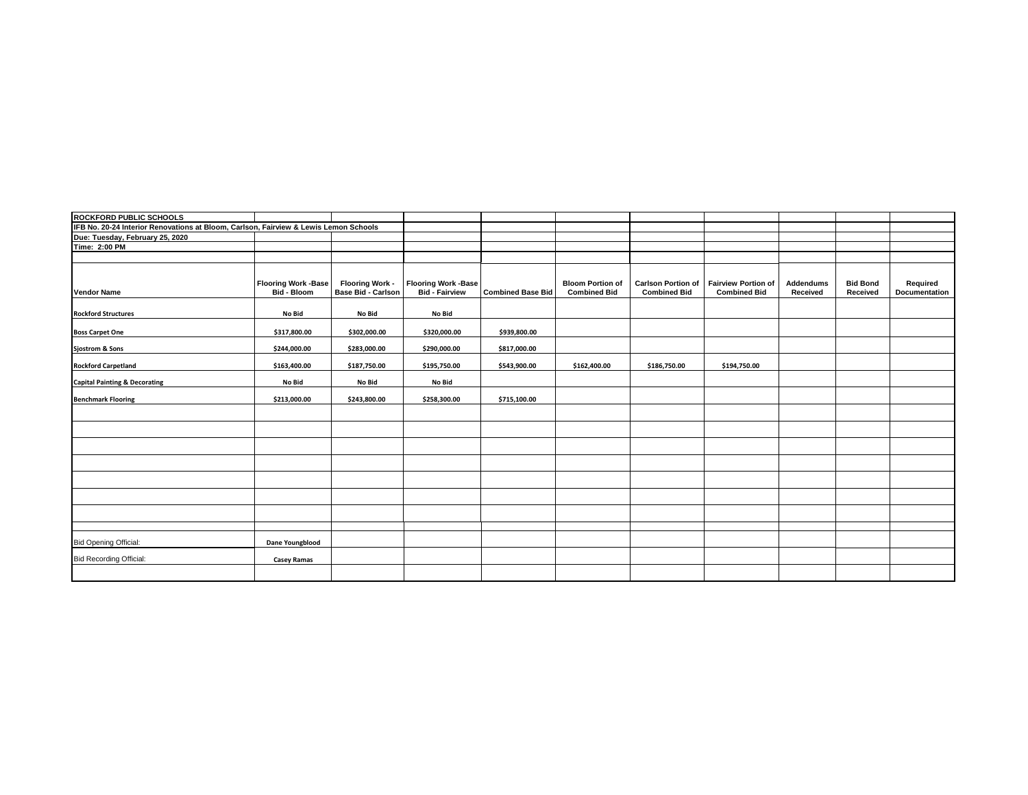| ROCKFORD PUBLIC SCHOOLS | | | | | | | | | | |
|---|---|---|---|---|---|---|---|---|---|---|
| IFB No. 20-24 Interior Renovations at Bloom, Carlson, Fairview & Lewis Lemon Schools | | | | | | | | | | |
| Due: Tuesday, February 25, 2020 | | | | | | | | | | |
| Time: 2:00 PM | | | | | | | | | | |
| | | | | | | | | | | |
| Vendor Name | Flooring Work -Base Bid - Bloom | Flooring Work - Base Bid - Carlson | Flooring Work -Base Bid - Fairview | Combined Base Bid | Bloom Portion of Combined Bid | Carlson Portion of Combined Bid | Fairview Portion of Combined Bid | Addendums Received | Bid Bond Received | Required Documentation |
| Rockford Structures | No Bid | No Bid | No Bid | | | | | | | |
| Boss Carpet One | $317,800.00 | $302,000.00 | $320,000.00 | $939,800.00 | | | | | | |
| Sjostrom & Sons | $244,000.00 | $283,000.00 | $290,000.00 | $817,000.00 | | | | | | |
| Rockford Carpetland | $163,400.00 | $187,750.00 | $195,750.00 | $543,900.00 | $162,400.00 | $186,750.00 | $194,750.00 | | | |
| Capital Painting & Decorating | No Bid | No Bid | No Bid | | | | | | | |
| Benchmark Flooring | $213,000.00 | $243,800.00 | $258,300.00 | $715,100.00 | | | | | | |
| | | | | | | | | | | |
| | | | | | | | | | | |
| | | | | | | | | | | |
| | | | | | | | | | | |
| | | | | | | | | | | |
| | | | | | | | | | | |
| | | | | | | | | | | |
| | | | | | | | | | | |
| Bid Opening Official: | Dane Youngblood | | | | | | | | | |
| Bid Recording Official: | Casey Ramas | | | | | | | | | |
| | | | | | | | | | | |